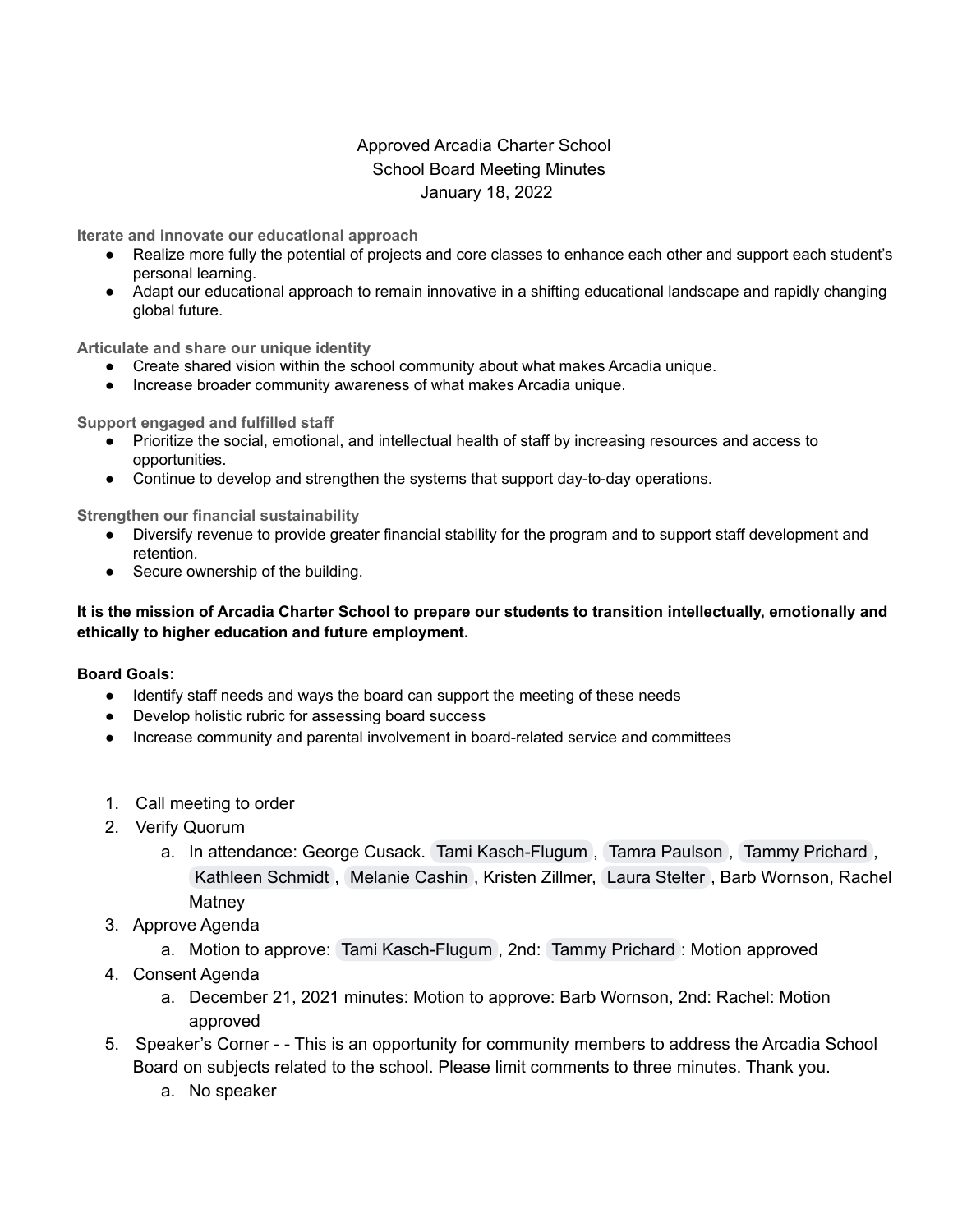Approved Arcadia Charter School
School Board Meeting Minutes
January 18, 2022

**Iterate and innovate our educational approach**

- Realize more fully the potential of projects and core classes to enhance each other and support each student's personal learning.
- Adapt our educational approach to remain innovative in a shifting educational landscape and rapidly changing global future.

**Articulate and share our unique identity**

- Create shared vision within the school community about what makes Arcadia unique.
- Increase broader community awareness of what makes Arcadia unique.

**Support engaged and fulfilled staff**

- Prioritize the social, emotional, and intellectual health of staff by increasing resources and access to opportunities.
- Continue to develop and strengthen the systems that support day-to-day operations.

**Strengthen our financial sustainability**

- Diversify revenue to provide greater financial stability for the program and to support staff development and retention.
- Secure ownership of the building.

**It is the mission of Arcadia Charter School to prepare our students to transition intellectually, emotionally and ethically to higher education and future employment.**

**Board Goals:**

- Identify staff needs and ways the board can support the meeting of these needs
- Develop holistic rubric for assessing board success
- Increase community and parental involvement in board-related service and committees

1. Call meeting to order
2. Verify Quorum
   a. In attendance: George Cusack. Tami Kasch-Flugum , Tamra Paulson , Tammy Prichard , Kathleen Schmidt , Melanie Cashin , Kristen Zillmer, Laura Stelter , Barb Wornson, Rachel Matney
3. Approve Agenda
   a. Motion to approve: Tami Kasch-Flugum , 2nd: Tammy Prichard : Motion approved
4. Consent Agenda
   a. December 21, 2021 minutes: Motion to approve: Barb Wornson, 2nd: Rachel: Motion approved
5. Speaker's Corner - - This is an opportunity for community members to address the Arcadia School Board on subjects related to the school. Please limit comments to three minutes. Thank you.
   a. No speaker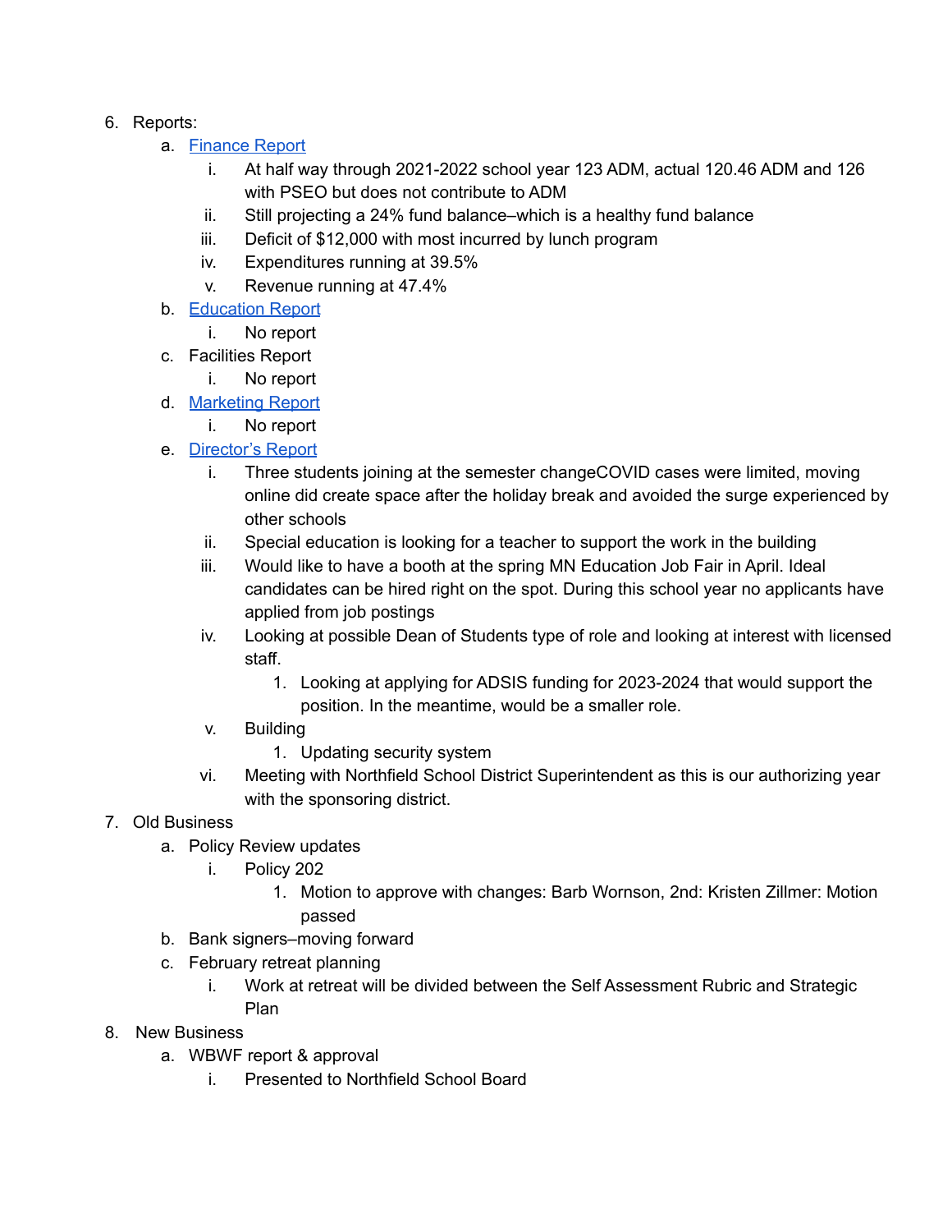6. Reports:
    a. [Finance Report]
        i. At half way through 2021-2022 school year 123 ADM, actual 120.46 ADM and 126 with PSEO but does not contribute to ADM
        ii. Still projecting a 24% fund balance–which is a healthy fund balance
        iii. Deficit of $12,000 with most incurred by lunch program
        iv. Expenditures running at 39.5%
        v. Revenue running at 47.4%
    b. [Education Report]
        i. No report
    c. Facilities Report
        i. No report
    d. [Marketing Report]
        i. No report
    e. [Director's Report]
        i. Three students joining at the semester changeCOVID cases were limited, moving online did create space after the holiday break and avoided the surge experienced by other schools
        ii. Special education is looking for a teacher to support the work in the building
        iii. Would like to have a booth at the spring MN Education Job Fair in April. Ideal candidates can be hired right on the spot. During this school year no applicants have applied from job postings
        iv. Looking at possible Dean of Students type of role and looking at interest with licensed staff.
            1. Looking at applying for ADSIS funding for 2023-2024 that would support the position. In the meantime, would be a smaller role.
        v. Building
            1. Updating security system
        vi. Meeting with Northfield School District Superintendent as this is our authorizing year with the sponsoring district.
7. Old Business
    a. Policy Review updates
        i. Policy 202
            1. Motion to approve with changes: Barb Wornson, 2nd: Kristen Zillmer: Motion passed
    b. Bank signers–moving forward
    c. February retreat planning
        i. Work at retreat will be divided between the Self Assessment Rubric and Strategic Plan
8. New Business
    a. WBWF report & approval
        i. Presented to Northfield School Board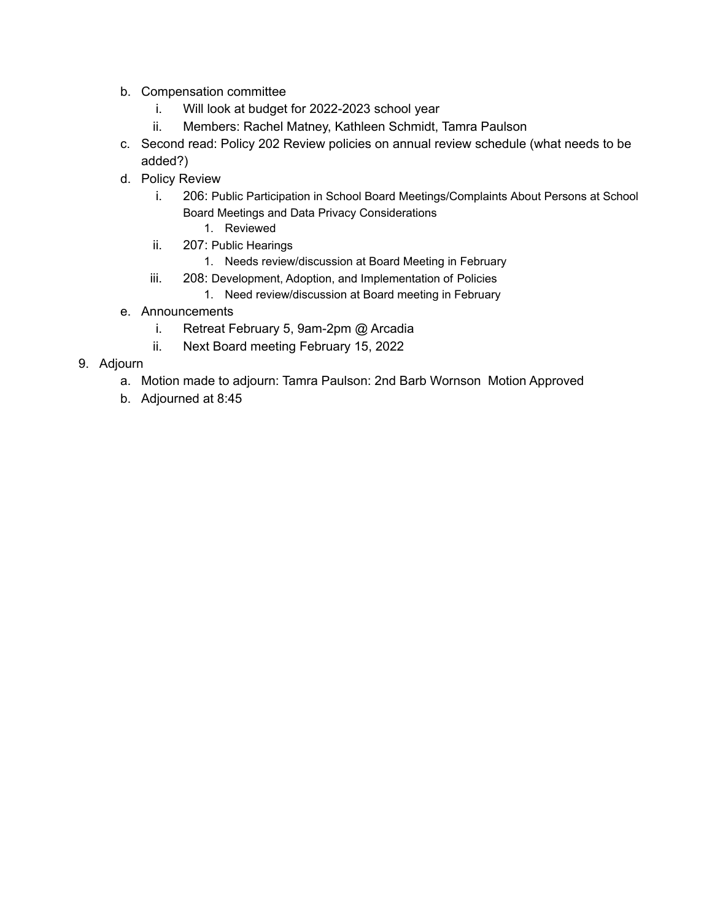b. Compensation committee
    i. Will look at budget for 2022-2023 school year
    ii. Members: Rachel Matney, Kathleen Schmidt, Tamra Paulson
c. Second read: Policy 202 Review policies on annual review schedule (what needs to be added?)
d. Policy Review
    i. 206: Public Participation in School Board Meetings/Complaints About Persons at School Board Meetings and Data Privacy Considerations
        1. Reviewed
    ii. 207: Public Hearings
        1. Needs review/discussion at Board Meeting in February
    iii. 208: Development, Adoption, and Implementation of Policies
        1. Need review/discussion at Board meeting in February
e. Announcements
    i. Retreat February 5, 9am-2pm @ Arcadia
    ii. Next Board meeting February 15, 2022

9. Adjourn
    a. Motion made to adjourn: Tamra Paulson: 2nd Barb Wornson Motion Approved
    b. Adjourned at 8:45